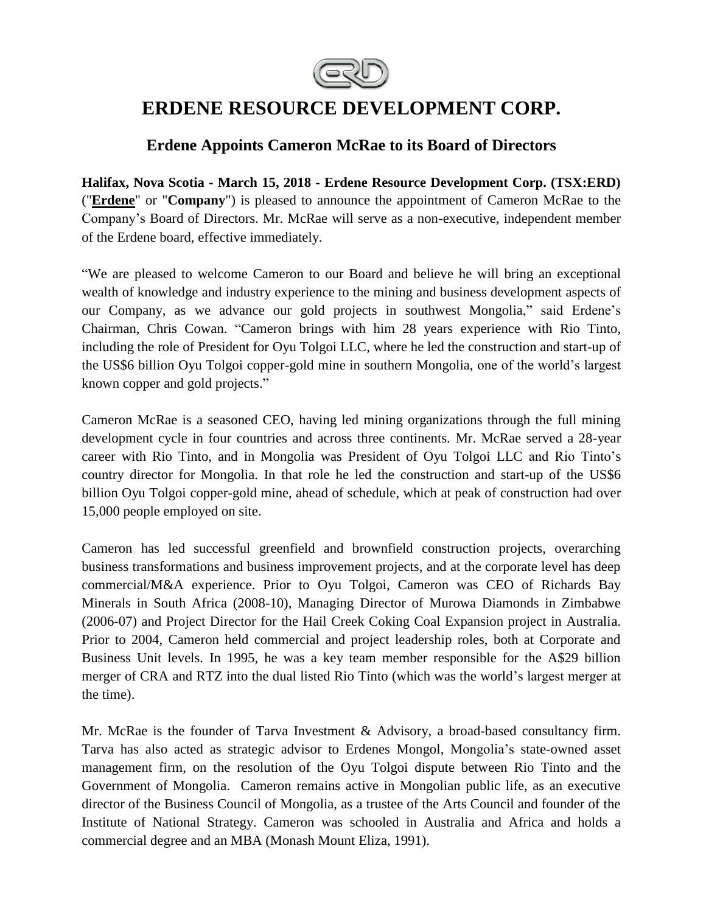# ERDENE RESOURCE DEVELOPMENT CORP.

## Erdene Appoints Cameron McRae to its Board of Directors

**Halifax, Nova Scotia - March 15, 2018 - Erdene Resource Development Corp. (TSX:ERD)** ("**Erdene**" or "**Company**") is pleased to announce the appointment of Cameron McRae to the Company's Board of Directors. Mr. McRae will serve as a non-executive, independent member of the Erdene board, effective immediately.

"We are pleased to welcome Cameron to our Board and believe he will bring an exceptional wealth of knowledge and industry experience to the mining and business development aspects of our Company, as we advance our gold projects in southwest Mongolia," said Erdene's Chairman, Chris Cowan. "Cameron brings with him 28 years experience with Rio Tinto, including the role of President for Oyu Tolgoi LLC, where he led the construction and start-up of the US$6 billion Oyu Tolgoi copper-gold mine in southern Mongolia, one of the world's largest known copper and gold projects."

Cameron McRae is a seasoned CEO, having led mining organizations through the full mining development cycle in four countries and across three continents. Mr. McRae served a 28-year career with Rio Tinto, and in Mongolia was President of Oyu Tolgoi LLC and Rio Tinto's country director for Mongolia. In that role he led the construction and start-up of the US$6 billion Oyu Tolgoi copper-gold mine, ahead of schedule, which at peak of construction had over 15,000 people employed on site.

Cameron has led successful greenfield and brownfield construction projects, overarching business transformations and business improvement projects, and at the corporate level has deep commercial/M&A experience. Prior to Oyu Tolgoi, Cameron was CEO of Richards Bay Minerals in South Africa (2008-10), Managing Director of Murowa Diamonds in Zimbabwe (2006-07) and Project Director for the Hail Creek Coking Coal Expansion project in Australia. Prior to 2004, Cameron held commercial and project leadership roles, both at Corporate and Business Unit levels. In 1995, he was a key team member responsible for the A$29 billion merger of CRA and RTZ into the dual listed Rio Tinto (which was the world's largest merger at the time).

Mr. McRae is the founder of Tarva Investment & Advisory, a broad-based consultancy firm. Tarva has also acted as strategic advisor to Erdenes Mongol, Mongolia's state-owned asset management firm, on the resolution of the Oyu Tolgoi dispute between Rio Tinto and the Government of Mongolia. Cameron remains active in Mongolian public life, as an executive director of the Business Council of Mongolia, as a trustee of the Arts Council and founder of the Institute of National Strategy. Cameron was schooled in Australia and Africa and holds a commercial degree and an MBA (Monash Mount Eliza, 1991).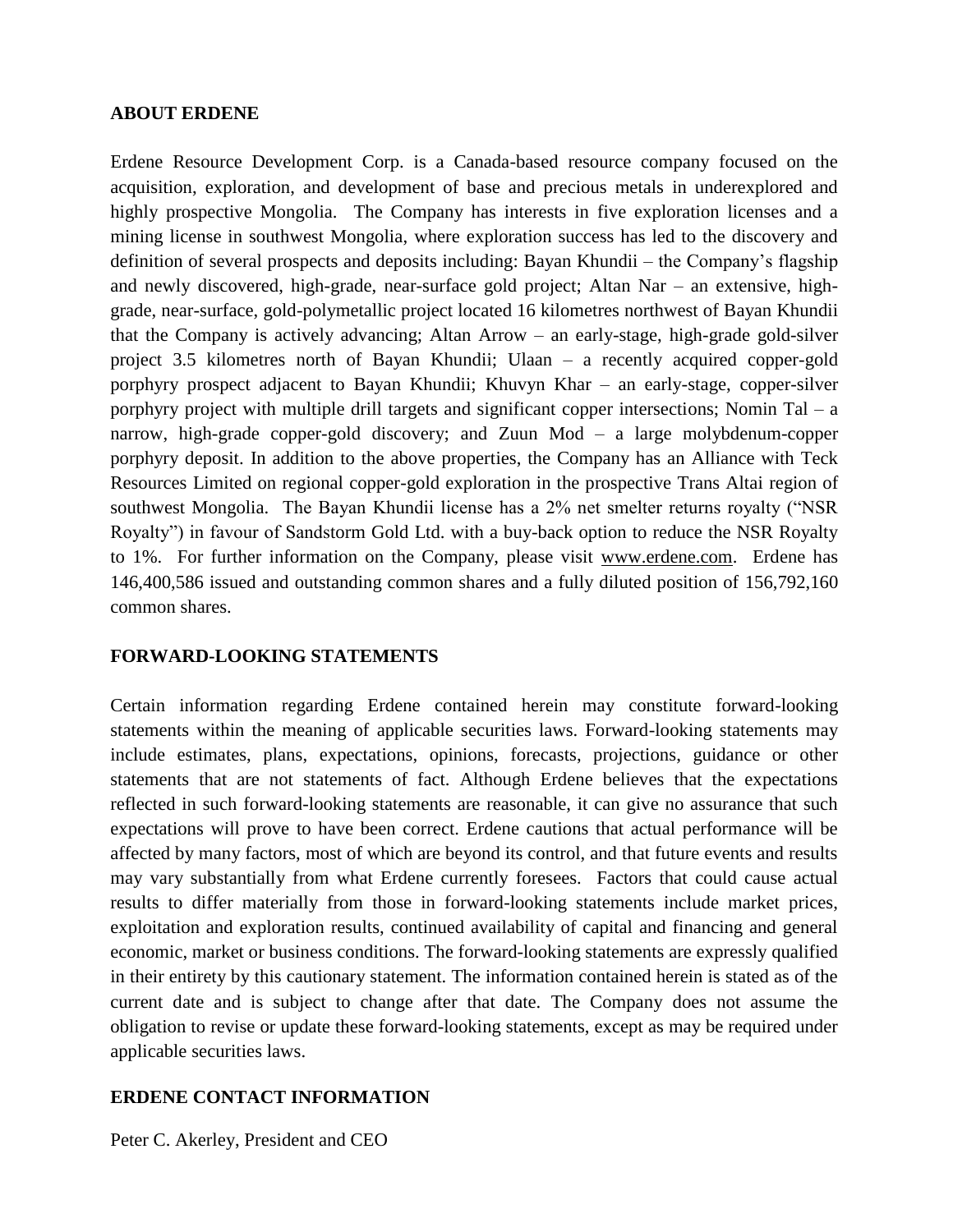## ABOUT ERDENE

Erdene Resource Development Corp. is a Canada-based resource company focused on the acquisition, exploration, and development of base and precious metals in underexplored and highly prospective Mongolia. The Company has interests in five exploration licenses and a mining license in southwest Mongolia, where exploration success has led to the discovery and definition of several prospects and deposits including: Bayan Khundii – the Company's flagship and newly discovered, high-grade, near-surface gold project; Altan Nar – an extensive, high-grade, near-surface, gold-polymetallic project located 16 kilometres northwest of Bayan Khundii that the Company is actively advancing; Altan Arrow – an early-stage, high-grade gold-silver project 3.5 kilometres north of Bayan Khundii; Ulaan – a recently acquired copper-gold porphyry prospect adjacent to Bayan Khundii; Khuvyn Khar – an early-stage, copper-silver porphyry project with multiple drill targets and significant copper intersections; Nomin Tal – a narrow, high-grade copper-gold discovery; and Zuun Mod – a large molybdenum-copper porphyry deposit. In addition to the above properties, the Company has an Alliance with Teck Resources Limited on regional copper-gold exploration in the prospective Trans Altai region of southwest Mongolia. The Bayan Khundii license has a 2% net smelter returns royalty ("NSR Royalty") in favour of Sandstorm Gold Ltd. with a buy-back option to reduce the NSR Royalty to 1%. For further information on the Company, please visit www.erdene.com. Erdene has 146,400,586 issued and outstanding common shares and a fully diluted position of 156,792,160 common shares.

## FORWARD-LOOKING STATEMENTS

Certain information regarding Erdene contained herein may constitute forward-looking statements within the meaning of applicable securities laws. Forward-looking statements may include estimates, plans, expectations, opinions, forecasts, projections, guidance or other statements that are not statements of fact. Although Erdene believes that the expectations reflected in such forward-looking statements are reasonable, it can give no assurance that such expectations will prove to have been correct. Erdene cautions that actual performance will be affected by many factors, most of which are beyond its control, and that future events and results may vary substantially from what Erdene currently foresees. Factors that could cause actual results to differ materially from those in forward-looking statements include market prices, exploitation and exploration results, continued availability of capital and financing and general economic, market or business conditions. The forward-looking statements are expressly qualified in their entirety by this cautionary statement. The information contained herein is stated as of the current date and is subject to change after that date. The Company does not assume the obligation to revise or update these forward-looking statements, except as may be required under applicable securities laws.

## ERDENE CONTACT INFORMATION

Peter C. Akerley, President and CEO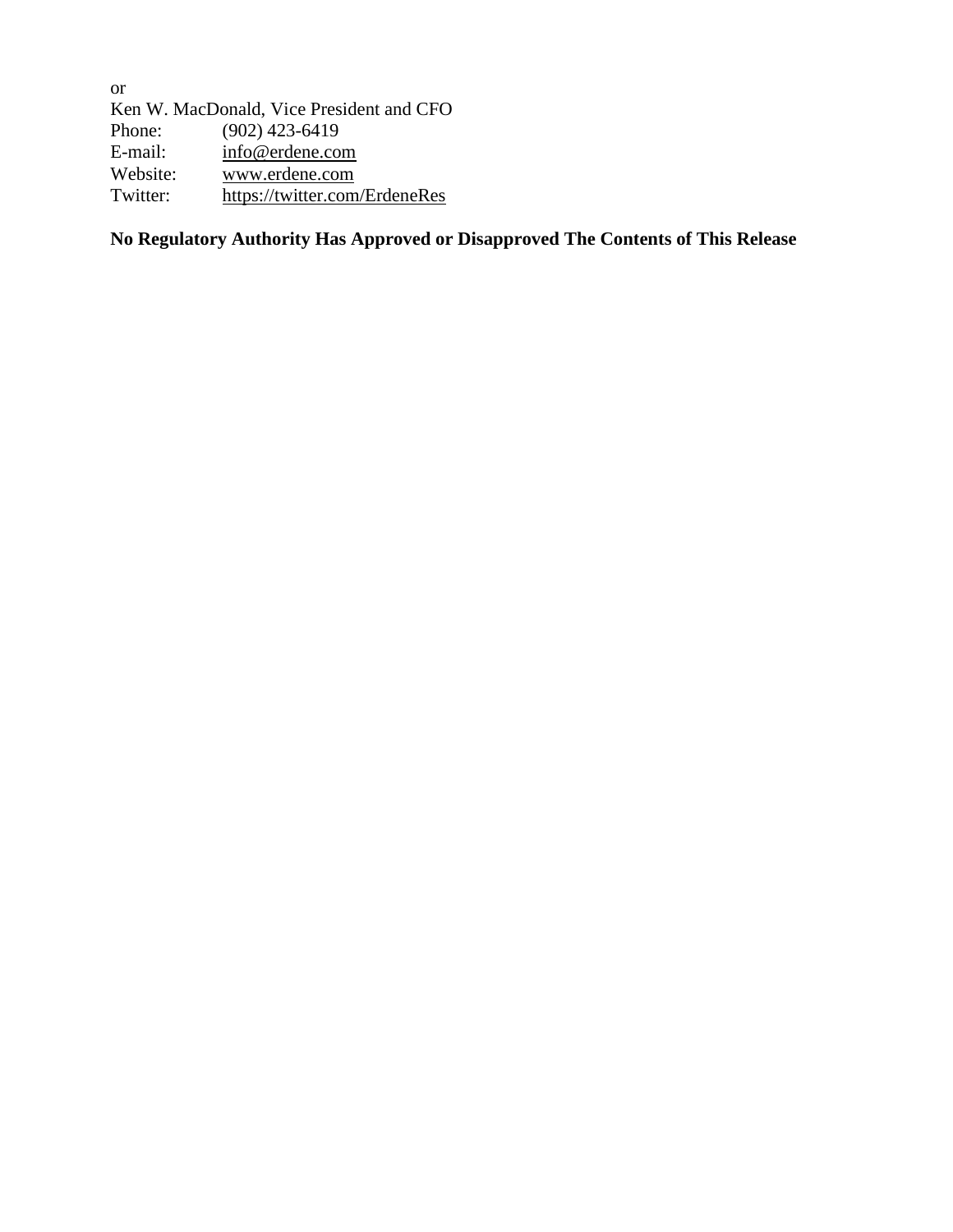or
Ken W. MacDonald, Vice President and CFO

| | |
|---|---|
| Phone: | (902) 423-6419 |
| E-mail: | info@erdene.com |
| Website: | www.erdene.com |
| Twitter: | https://twitter.com/ErdeneRes |

**No Regulatory Authority Has Approved or Disapproved The Contents of This Release**